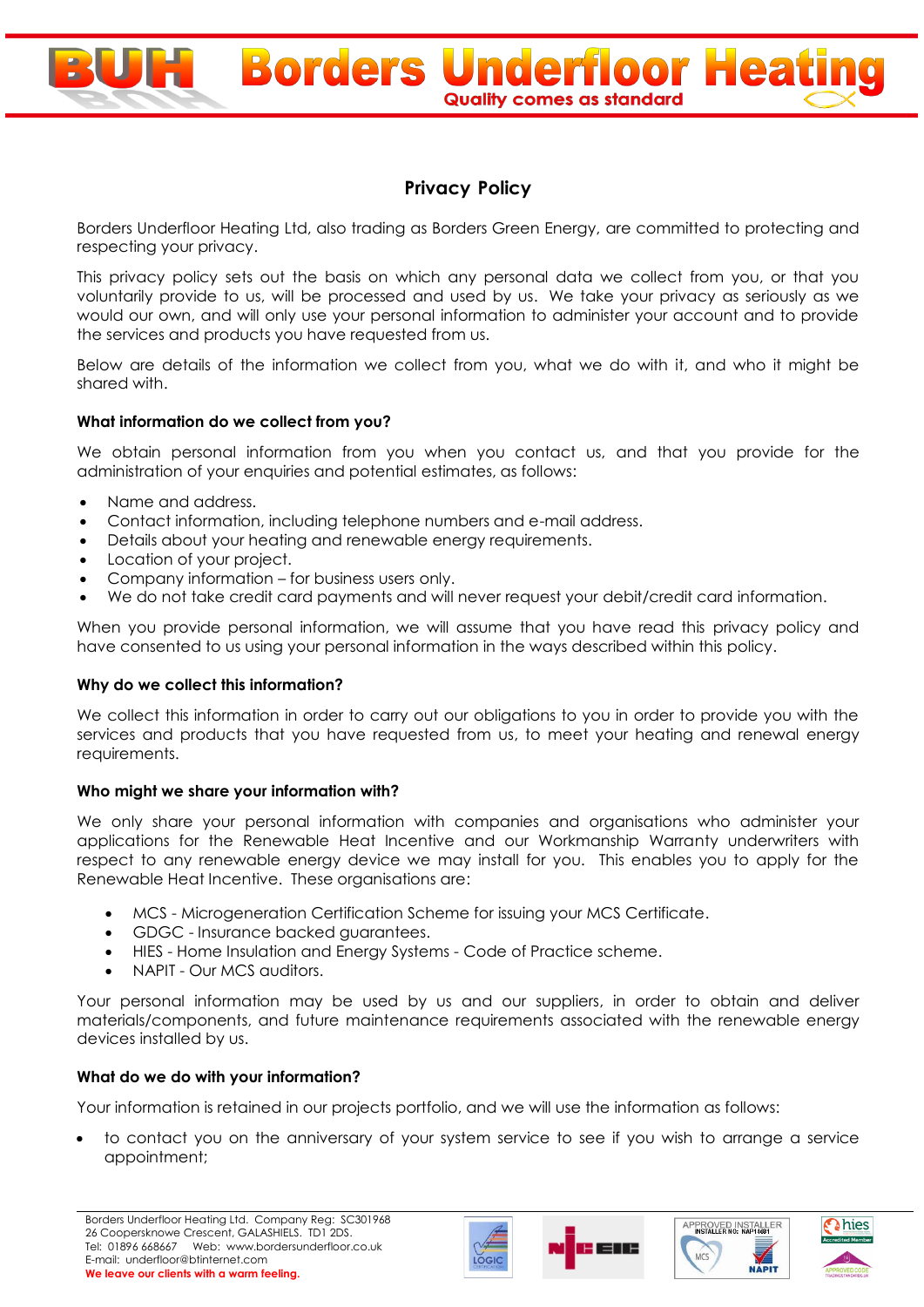# Borders Underfloor Heating

Quality comes as standard

## Privacy Policy

Borders Underfloor Heating Ltd, also trading as Borders Green Energy, are committed to protecting and respecting your privacy.

This privacy policy sets out the basis on which any personal data we collect from you, or that you voluntarily provide to us, will be processed and used by us. We take your privacy as seriously as we would our own, and will only use your personal information to administer your account and to provide the services and products you have requested from us.

Below are details of the information we collect from you, what we do with it, and who it might be shared with.

### What information do we collect from you?

We obtain personal information from you when you contact us, and that you provide for the administration of your enquiries and potential estimates, as follows:

- Name and address.
- Contact information, including telephone numbers and e-mail address.
- Details about your heating and renewable energy requirements.
- Location of your project.
- Company information – for business users only.
- We do not take credit card payments and will never request your debit/credit card information.

When you provide personal information, we will assume that you have read this privacy policy and have consented to us using your personal information in the ways described within this policy.

### Why do we collect this information?

We collect this information in order to carry out our obligations to you in order to provide you with the services and products that you have requested from us, to meet your heating and renewal energy requirements.

### Who might we share your information with?

We only share your personal information with companies and organisations who administer your applications for the Renewable Heat Incentive and our Workmanship Warranty underwriters with respect to any renewable energy device we may install for you. This enables you to apply for the Renewable Heat Incentive. These organisations are:

- MCS - Microgeneration Certification Scheme for issuing your MCS Certificate.
- GDGC - Insurance backed guarantees.
- HIES - Home Insulation and Energy Systems - Code of Practice scheme.
- NAPIT - Our MCS auditors.

Your personal information may be used by us and our suppliers, in order to obtain and deliver materials/components, and future maintenance requirements associated with the renewable energy devices installed by us.

### What do we do with your information?

Your information is retained in our projects portfolio, and we will use the information as follows:

- to contact you on the anniversary of your system service to see if you wish to arrange a service appointment;

Borders Underfloor Heating Ltd. Company Reg: SC301968
26 Coopersknowe Crescent, GALASHIELS. TD1 2DS.
Tel: 01896 668667 Web: www.bordersunderfloor.co.uk
E-mail: underfloor@btinternet.com
**We leave our clients with a warm feeling.**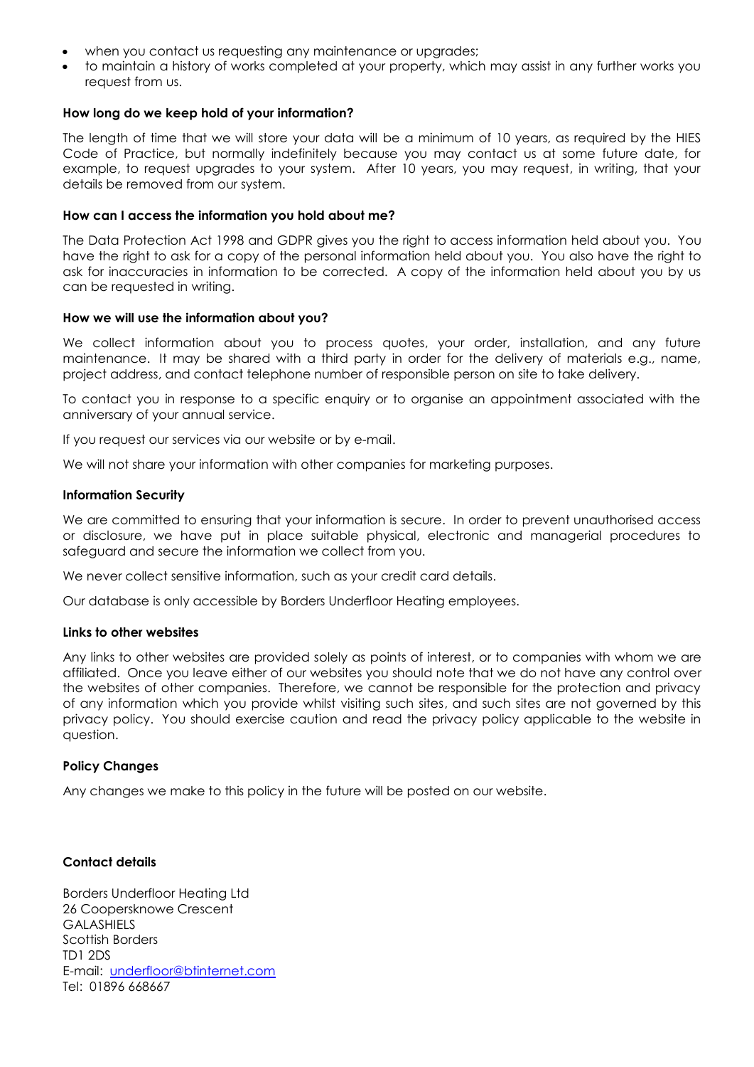- when you contact us requesting any maintenance or upgrades;
- to maintain a history of works completed at your property, which may assist in any further works you request from us.

**How long do we keep hold of your information?**

The length of time that we will store your data will be a minimum of 10 years, as required by the HIES Code of Practice, but normally indefinitely because you may contact us at some future date, for example, to request upgrades to your system. After 10 years, you may request, in writing, that your details be removed from our system.

**How can I access the information you hold about me?**

The Data Protection Act 1998 and GDPR gives you the right to access information held about you. You have the right to ask for a copy of the personal information held about you. You also have the right to ask for inaccuracies in information to be corrected. A copy of the information held about you by us can be requested in writing.

**How we will use the information about you?**

We collect information about you to process quotes, your order, installation, and any future maintenance. It may be shared with a third party in order for the delivery of materials e.g., name, project address, and contact telephone number of responsible person on site to take delivery.

To contact you in response to a specific enquiry or to organise an appointment associated with the anniversary of your annual service.

If you request our services via our website or by e-mail.

We will not share your information with other companies for marketing purposes.

**Information Security**

We are committed to ensuring that your information is secure. In order to prevent unauthorised access or disclosure, we have put in place suitable physical, electronic and managerial procedures to safeguard and secure the information we collect from you.

We never collect sensitive information, such as your credit card details.

Our database is only accessible by Borders Underfloor Heating employees.

**Links to other websites**

Any links to other websites are provided solely as points of interest, or to companies with whom we are affiliated. Once you leave either of our websites you should note that we do not have any control over the websites of other companies. Therefore, we cannot be responsible for the protection and privacy of any information which you provide whilst visiting such sites, and such sites are not governed by this privacy policy. You should exercise caution and read the privacy policy applicable to the website in question.

**Policy Changes**

Any changes we make to this policy in the future will be posted on our website.

**Contact details**

Borders Underfloor Heating Ltd
26 Coopersknowe Crescent
GALASHIELS
Scottish Borders
TD1 2DS
E-mail: underfloor@btinternet.com
Tel: 01896 668667